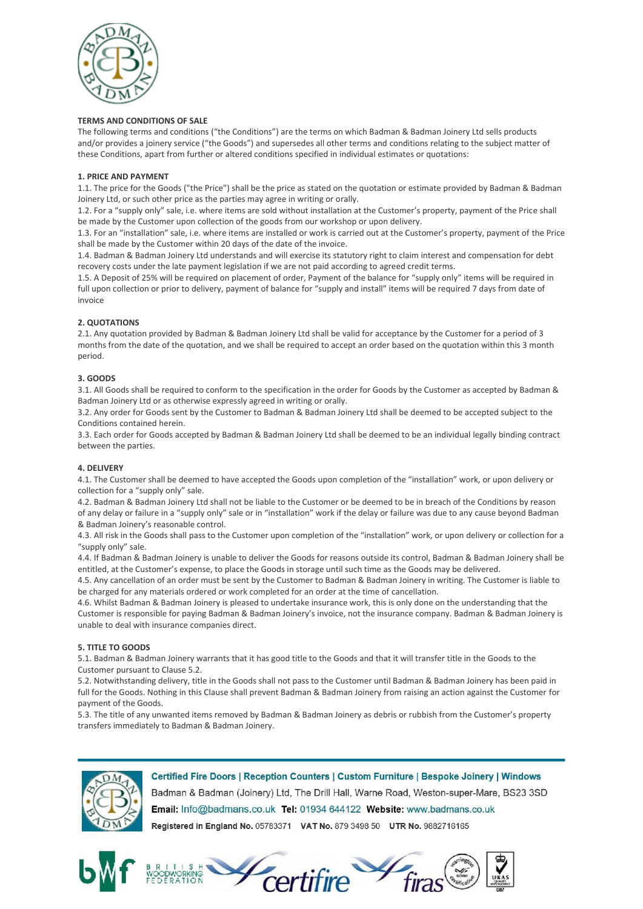## TERMS AND CONDITIONS OF SALE

The following terms and conditions ("the Conditions") are the terms on which Badman & Badman Joinery Ltd sells products and/or provides a joinery service ("the Goods") and supersedes all other terms and conditions relating to the subject matter of these Conditions, apart from further or altered conditions specified in individual estimates or quotations:

### 1. PRICE AND PAYMENT

1.1. The price for the Goods ("the Price") shall be the price as stated on the quotation or estimate provided by Badman & Badman Joinery Ltd, or such other price as the parties may agree in writing or orally.

1.2. For a "supply only" sale, i.e. where items are sold without installation at the Customer's property, payment of the Price shall be made by the Customer upon collection of the goods from our workshop or upon delivery.

1.3. For an "installation" sale, i.e. where items are installed or work is carried out at the Customer's property, payment of the Price shall be made by the Customer within 20 days of the date of the invoice.

1.4. Badman & Badman Joinery Ltd understands and will exercise its statutory right to claim interest and compensation for debt recovery costs under the late payment legislation if we are not paid according to agreed credit terms.

1.5. A Deposit of 25% will be required on placement of order, Payment of the balance for "supply only" items will be required in full upon collection or prior to delivery, payment of balance for "supply and install" items will be required 7 days from date of invoice

### 2. QUOTATIONS

2.1. Any quotation provided by Badman & Badman Joinery Ltd shall be valid for acceptance by the Customer for a period of 3 months from the date of the quotation, and we shall be required to accept an order based on the quotation within this 3 month period.

### 3. GOODS

3.1. All Goods shall be required to conform to the specification in the order for Goods by the Customer as accepted by Badman & Badman Joinery Ltd or as otherwise expressly agreed in writing or orally.

3.2. Any order for Goods sent by the Customer to Badman & Badman Joinery Ltd shall be deemed to be accepted subject to the Conditions contained herein.

3.3. Each order for Goods accepted by Badman & Badman Joinery Ltd shall be deemed to be an individual legally binding contract between the parties.

### 4. DELIVERY

4.1. The Customer shall be deemed to have accepted the Goods upon completion of the "installation" work, or upon delivery or collection for a "supply only" sale.

4.2. Badman & Badman Joinery Ltd shall not be liable to the Customer or be deemed to be in breach of the Conditions by reason of any delay or failure in a "supply only" sale or in "installation" work if the delay or failure was due to any cause beyond Badman & Badman Joinery's reasonable control.

4.3. All risk in the Goods shall pass to the Customer upon completion of the "installation" work, or upon delivery or collection for a "supply only" sale.

4.4. If Badman & Badman Joinery is unable to deliver the Goods for reasons outside its control, Badman & Badman Joinery shall be entitled, at the Customer's expense, to place the Goods in storage until such time as the Goods may be delivered.

4.5. Any cancellation of an order must be sent by the Customer to Badman & Badman Joinery in writing. The Customer is liable to be charged for any materials ordered or work completed for an order at the time of cancellation.

4.6. Whilst Badman & Badman Joinery is pleased to undertake insurance work, this is only done on the understanding that the Customer is responsible for paying Badman & Badman Joinery's invoice, not the insurance company. Badman & Badman Joinery is unable to deal with insurance companies direct.

### 5. TITLE TO GOODS

5.1. Badman & Badman Joinery warrants that it has good title to the Goods and that it will transfer title in the Goods to the Customer pursuant to Clause 5.2.

5.2. Notwithstanding delivery, title in the Goods shall not pass to the Customer until Badman & Badman Joinery has been paid in full for the Goods. Nothing in this Clause shall prevent Badman & Badman Joinery from raising an action against the Customer for payment of the Goods.

5.3. The title of any unwanted items removed by Badman & Badman Joinery as debris or rubbish from the Customer's property transfers immediately to Badman & Badman Joinery.

Certified Fire Doors | Reception Counters | Custom Furniture | Bespoke Joinery | Windows

Badman & Badman (Joinery) Ltd, The Drill Hall, Warne Road, Weston-super-Mare, BS23 3SD

**Email:** Info@badmans.co.uk **Tel:** 01934 644122 **Website:** www.badmans.co.uk

**Registered in England No.** 05783371 **VAT No.** 879 3498 50 **UTR No.** 9882716165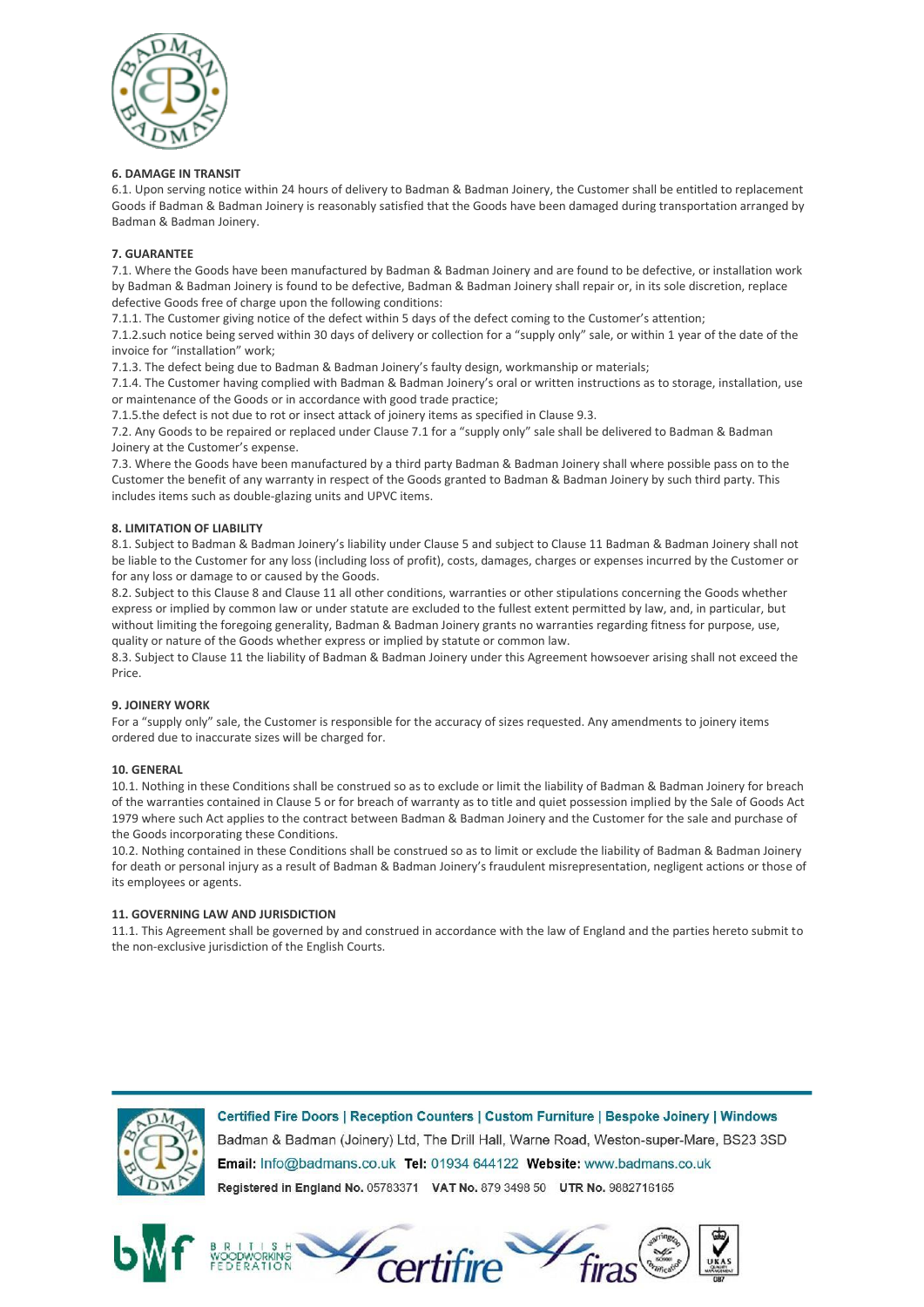### 6. DAMAGE IN TRANSIT

6.1. Upon serving notice within 24 hours of delivery to Badman & Badman Joinery, the Customer shall be entitled to replacement Goods if Badman & Badman Joinery is reasonably satisfied that the Goods have been damaged during transportation arranged by Badman & Badman Joinery.

### 7. GUARANTEE

7.1. Where the Goods have been manufactured by Badman & Badman Joinery and are found to be defective, or installation work by Badman & Badman Joinery is found to be defective, Badman & Badman Joinery shall repair or, in its sole discretion, replace defective Goods free of charge upon the following conditions:

7.1.1. The Customer giving notice of the defect within 5 days of the defect coming to the Customer's attention;

7.1.2.such notice being served within 30 days of delivery or collection for a "supply only" sale, or within 1 year of the date of the invoice for "installation" work;

7.1.3. The defect being due to Badman & Badman Joinery's faulty design, workmanship or materials;

7.1.4. The Customer having complied with Badman & Badman Joinery's oral or written instructions as to storage, installation, use or maintenance of the Goods or in accordance with good trade practice;

7.1.5.the defect is not due to rot or insect attack of joinery items as specified in Clause 9.3.

7.2. Any Goods to be repaired or replaced under Clause 7.1 for a "supply only" sale shall be delivered to Badman & Badman Joinery at the Customer's expense.

7.3. Where the Goods have been manufactured by a third party Badman & Badman Joinery shall where possible pass on to the Customer the benefit of any warranty in respect of the Goods granted to Badman & Badman Joinery by such third party. This includes items such as double-glazing units and UPVC items.

### 8. LIMITATION OF LIABILITY

8.1. Subject to Badman & Badman Joinery's liability under Clause 5 and subject to Clause 11 Badman & Badman Joinery shall not be liable to the Customer for any loss (including loss of profit), costs, damages, charges or expenses incurred by the Customer or for any loss or damage to or caused by the Goods.

8.2. Subject to this Clause 8 and Clause 11 all other conditions, warranties or other stipulations concerning the Goods whether express or implied by common law or under statute are excluded to the fullest extent permitted by law, and, in particular, but without limiting the foregoing generality, Badman & Badman Joinery grants no warranties regarding fitness for purpose, use, quality or nature of the Goods whether express or implied by statute or common law.

8.3. Subject to Clause 11 the liability of Badman & Badman Joinery under this Agreement howsoever arising shall not exceed the Price.

### 9. JOINERY WORK

For a "supply only" sale, the Customer is responsible for the accuracy of sizes requested. Any amendments to joinery items ordered due to inaccurate sizes will be charged for.

### 10. GENERAL

10.1. Nothing in these Conditions shall be construed so as to exclude or limit the liability of Badman & Badman Joinery for breach of the warranties contained in Clause 5 or for breach of warranty as to title and quiet possession implied by the Sale of Goods Act 1979 where such Act applies to the contract between Badman & Badman Joinery and the Customer for the sale and purchase of the Goods incorporating these Conditions.

10.2. Nothing contained in these Conditions shall be construed so as to limit or exclude the liability of Badman & Badman Joinery for death or personal injury as a result of Badman & Badman Joinery's fraudulent misrepresentation, negligent actions or those of its employees or agents.

### 11. GOVERNING LAW AND JURISDICTION

11.1. This Agreement shall be governed by and construed in accordance with the law of England and the parties hereto submit to the non-exclusive jurisdiction of the English Courts.

**Certified Fire Doors | Reception Counters | Custom Furniture | Bespoke Joinery | Windows**

Badman & Badman (Joinery) Ltd, The Drill Hall, Warne Road, Weston-super-Mare, BS23 3SD

**Email:** Info@badmans.co.uk **Tel:** 01934 644122 **Website:** www.badmans.co.uk

**Registered in England No.** 05783371 **VAT No.** 879 3498 50 **UTR No.** 9882716165